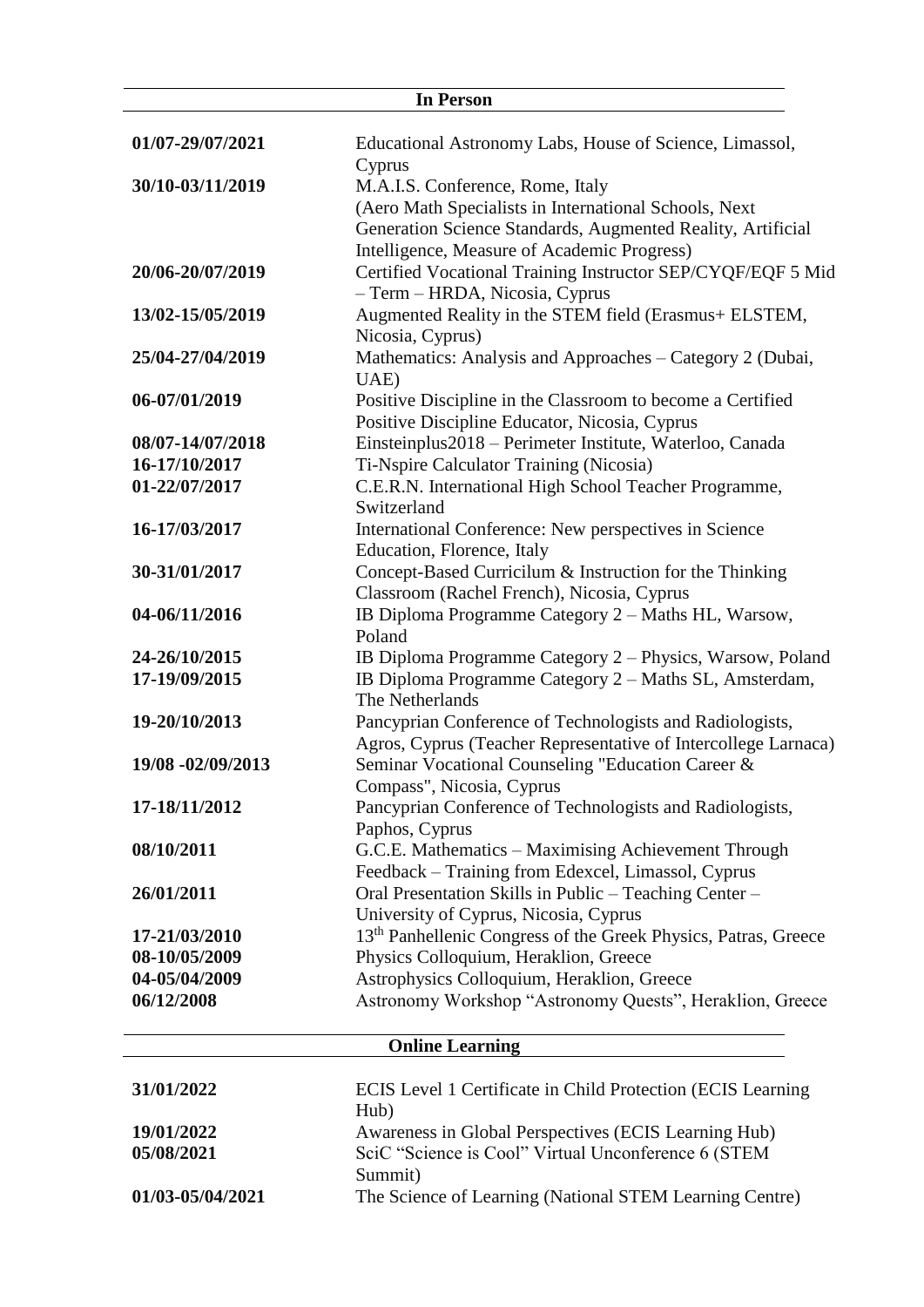## In Person

| | |
|---|---|
| **01/07-29/07/2021** | Educational Astronomy Labs, House of Science, Limassol, Cyprus |
| **30/10-03/11/2019** | M.A.I.S. Conference, Rome, Italy (Aero Math Specialists in International Schools, Next Generation Science Standards, Augmented Reality, Artificial Intelligence, Measure of Academic Progress) |
| **20/06-20/07/2019** | Certified Vocational Training Instructor SEP/CYQF/EQF 5 Mid – Term – HRDA, Nicosia, Cyprus |
| **13/02-15/05/2019** | Augmented Reality in the STEM field (Erasmus+ ELSTEM, Nicosia, Cyprus) |
| **25/04-27/04/2019** | Mathematics: Analysis and Approaches – Category 2 (Dubai, UAE) |
| **06-07/01/2019** | Positive Discipline in the Classroom to become a Certified Positive Discipline Educator, Nicosia, Cyprus |
| **08/07-14/07/2018** | Einsteinplus2018 – Perimeter Institute, Waterloo, Canada |
| **16-17/10/2017** | Ti-Nspire Calculator Training (Nicosia) |
| **01-22/07/2017** | C.E.R.N. International High School Teacher Programme, Switzerland |
| **16-17/03/2017** | International Conference: New perspectives in Science Education, Florence, Italy |
| **30-31/01/2017** | Concept-Based Curricilum & Instruction for the Thinking Classroom (Rachel French), Nicosia, Cyprus |
| **04-06/11/2016** | IB Diploma Programme Category 2 – Maths HL, Warsow, Poland |
| **24-26/10/2015** | IB Diploma Programme Category 2 – Physics, Warsow, Poland |
| **17-19/09/2015** | IB Diploma Programme Category 2 – Maths SL, Amsterdam, The Netherlands |
| **19-20/10/2013** | Pancyprian Conference of Technologists and Radiologists, Agros, Cyprus (Teacher Representative of Intercollege Larnaca) |
| **19/08 -02/09/2013** | Seminar Vocational Counseling "Education Career & Compass", Nicosia, Cyprus |
| **17-18/11/2012** | Pancyprian Conference of Technologists and Radiologists, Paphos, Cyprus |
| **08/10/2011** | G.C.E. Mathematics – Maximising Achievement Through Feedback – Training from Edexcel, Limassol, Cyprus |
| **26/01/2011** | Oral Presentation Skills in Public – Teaching Center – University of Cyprus, Nicosia, Cyprus |
| **17-21/03/2010** | 13th Panhellenic Congress of the Greek Physics, Patras, Greece |
| **08-10/05/2009** | Physics Colloquium, Heraklion, Greece |
| **04-05/04/2009** | Astrophysics Colloquium, Heraklion, Greece |
| **06/12/2008** | Astronomy Workshop "Astronomy Quests", Heraklion, Greece |

## Online Learning

| | |
|---|---|
| **31/01/2022** | ECIS Level 1 Certificate in Child Protection (ECIS Learning Hub) |
| **19/01/2022** | Awareness in Global Perspectives (ECIS Learning Hub) |
| **05/08/2021** | SciC "Science is Cool" Virtual Unconference 6 (STEM Summit) |
| **01/03-05/04/2021** | The Science of Learning (National STEM Learning Centre) |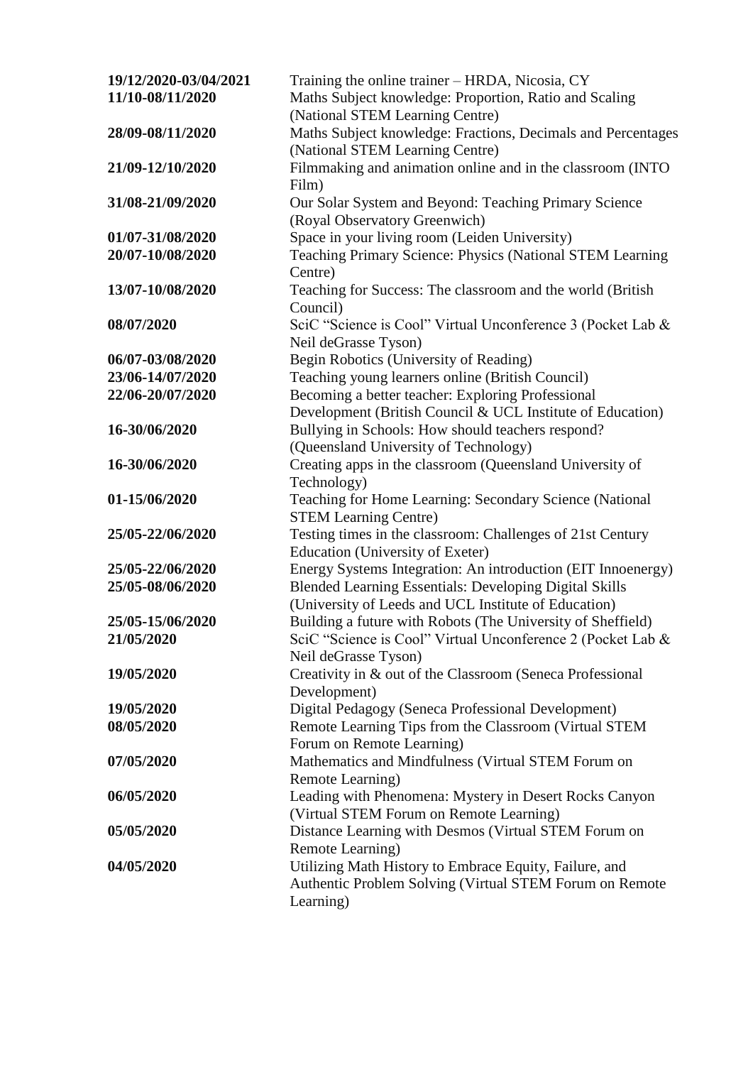| | |
|---|---|
| **19/12/2020-03/04/2021** | Training the online trainer – HRDA, Nicosia, CY |
| **11/10-08/11/2020** | Maths Subject knowledge: Proportion, Ratio and Scaling (National STEM Learning Centre) |
| **28/09-08/11/2020** | Maths Subject knowledge: Fractions, Decimals and Percentages (National STEM Learning Centre) |
| **21/09-12/10/2020** | Filmmaking and animation online and in the classroom (INTO Film) |
| **31/08-21/09/2020** | Our Solar System and Beyond: Teaching Primary Science (Royal Observatory Greenwich) |
| **01/07-31/08/2020** | Space in your living room (Leiden University) |
| **20/07-10/08/2020** | Teaching Primary Science: Physics (National STEM Learning Centre) |
| **13/07-10/08/2020** | Teaching for Success: The classroom and the world (British Council) |
| **08/07/2020** | SciC "Science is Cool" Virtual Unconference 3 (Pocket Lab & Neil deGrasse Tyson) |
| **06/07-03/08/2020** | Begin Robotics (University of Reading) |
| **23/06-14/07/2020** | Teaching young learners online (British Council) |
| **22/06-20/07/2020** | Becoming a better teacher: Exploring Professional Development (British Council & UCL Institute of Education) |
| **16-30/06/2020** | Bullying in Schools: How should teachers respond? (Queensland University of Technology) |
| **16-30/06/2020** | Creating apps in the classroom (Queensland University of Technology) |
| **01-15/06/2020** | Teaching for Home Learning: Secondary Science (National STEM Learning Centre) |
| **25/05-22/06/2020** | Testing times in the classroom: Challenges of 21st Century Education (University of Exeter) |
| **25/05-22/06/2020** | Energy Systems Integration: An introduction (EIT Innoenergy) |
| **25/05-08/06/2020** | Blended Learning Essentials: Developing Digital Skills (University of Leeds and UCL Institute of Education) |
| **25/05-15/06/2020** | Building a future with Robots (The University of Sheffield) |
| **21/05/2020** | SciC "Science is Cool" Virtual Unconference 2 (Pocket Lab & Neil deGrasse Tyson) |
| **19/05/2020** | Creativity in & out of the Classroom (Seneca Professional Development) |
| **19/05/2020** | Digital Pedagogy (Seneca Professional Development) |
| **08/05/2020** | Remote Learning Tips from the Classroom (Virtual STEM Forum on Remote Learning) |
| **07/05/2020** | Mathematics and Mindfulness (Virtual STEM Forum on Remote Learning) |
| **06/05/2020** | Leading with Phenomena: Mystery in Desert Rocks Canyon (Virtual STEM Forum on Remote Learning) |
| **05/05/2020** | Distance Learning with Desmos (Virtual STEM Forum on Remote Learning) |
| **04/05/2020** | Utilizing Math History to Embrace Equity, Failure, and Authentic Problem Solving (Virtual STEM Forum on Remote Learning) |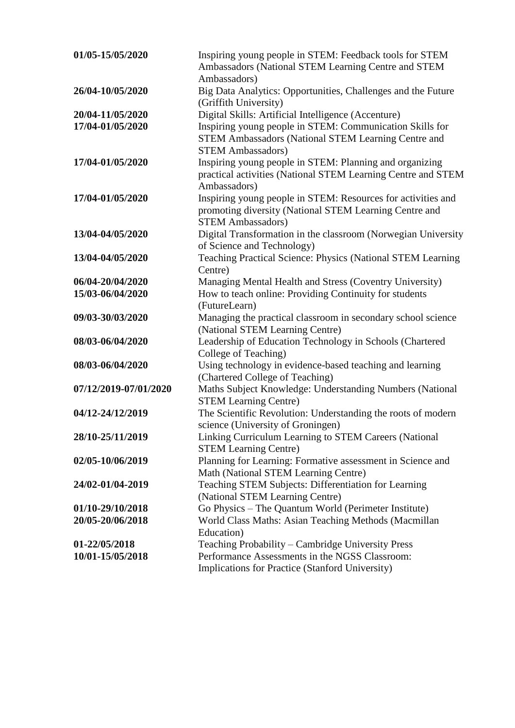| | |
|---|---|
| **01/05-15/05/2020** | Inspiring young people in STEM: Feedback tools for STEM Ambassadors (National STEM Learning Centre and STEM Ambassadors) |
| **26/04-10/05/2020** | Big Data Analytics: Opportunities, Challenges and the Future (Griffith University) |
| **20/04-11/05/2020** | Digital Skills: Artificial Intelligence (Accenture) |
| **17/04-01/05/2020** | Inspiring young people in STEM: Communication Skills for STEM Ambassadors (National STEM Learning Centre and STEM Ambassadors) |
| **17/04-01/05/2020** | Inspiring young people in STEM: Planning and organizing practical activities (National STEM Learning Centre and STEM Ambassadors) |
| **17/04-01/05/2020** | Inspiring young people in STEM: Resources for activities and promoting diversity (National STEM Learning Centre and STEM Ambassadors) |
| **13/04-04/05/2020** | Digital Transformation in the classroom (Norwegian University of Science and Technology) |
| **13/04-04/05/2020** | Teaching Practical Science: Physics (National STEM Learning Centre) |
| **06/04-20/04/2020** | Managing Mental Health and Stress (Coventry University) |
| **15/03-06/04/2020** | How to teach online: Providing Continuity for students (FutureLearn) |
| **09/03-30/03/2020** | Managing the practical classroom in secondary school science (National STEM Learning Centre) |
| **08/03-06/04/2020** | Leadership of Education Technology in Schools (Chartered College of Teaching) |
| **08/03-06/04/2020** | Using technology in evidence-based teaching and learning (Chartered College of Teaching) |
| **07/12/2019-07/01/2020** | Maths Subject Knowledge: Understanding Numbers (National STEM Learning Centre) |
| **04/12-24/12/2019** | The Scientific Revolution: Understanding the roots of modern science (University of Groningen) |
| **28/10-25/11/2019** | Linking Curriculum Learning to STEM Careers (National STEM Learning Centre) |
| **02/05-10/06/2019** | Planning for Learning: Formative assessment in Science and Math (National STEM Learning Centre) |
| **24/02-01/04-2019** | Teaching STEM Subjects: Differentiation for Learning (National STEM Learning Centre) |
| **01/10-29/10/2018** | Go Physics – The Quantum World (Perimeter Institute) |
| **20/05-20/06/2018** | World Class Maths: Asian Teaching Methods (Macmillan Education) |
| **01-22/05/2018** | Teaching Probability – Cambridge University Press |
| **10/01-15/05/2018** | Performance Assessments in the NGSS Classroom: Implications for Practice (Stanford University) |